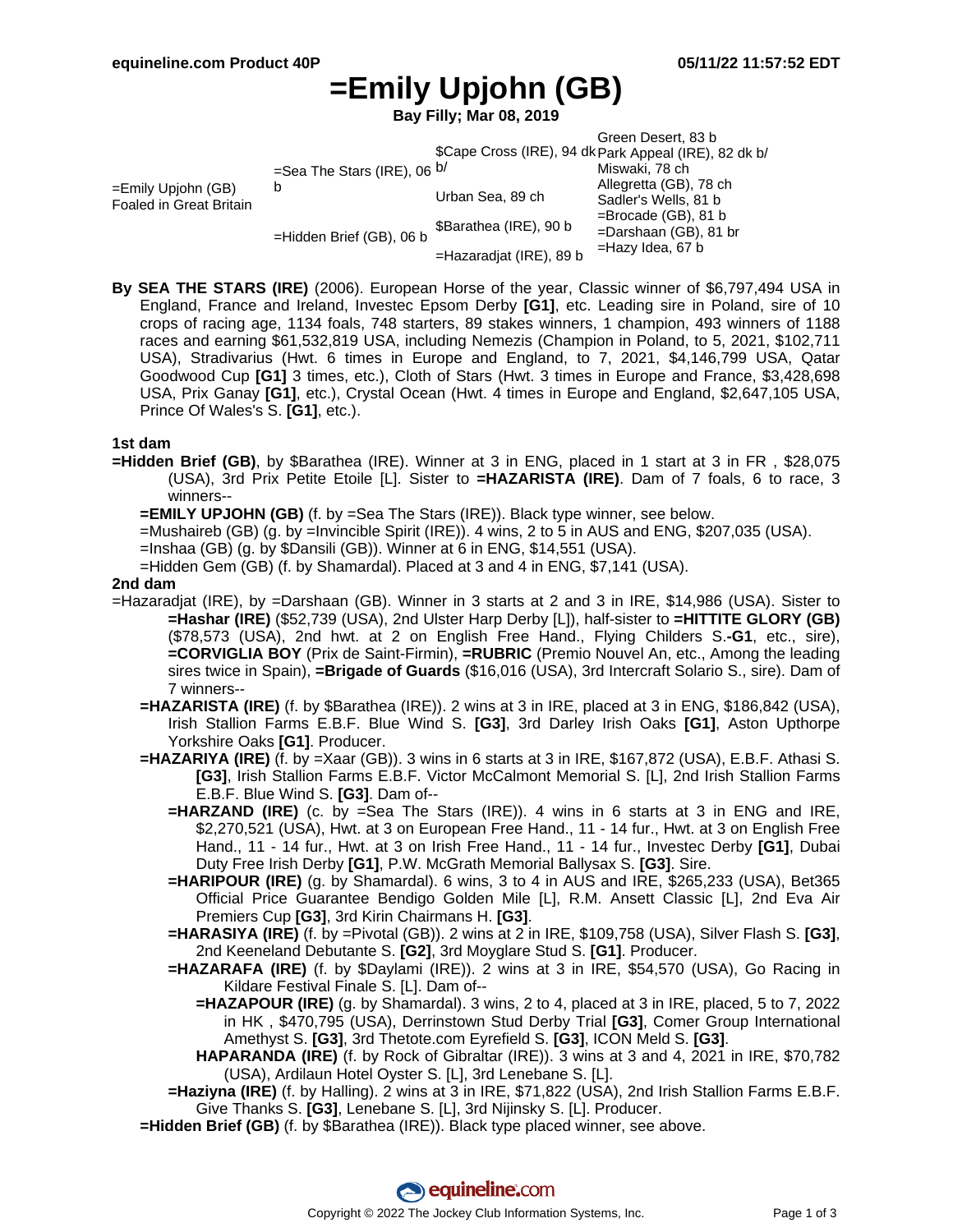equineline.com Product 40P — 05/11/22 11:57:52 EDT

# =Emily Upjohn (GB)

**Bay Filly; Mar 08, 2019**

| | | | |
|---|---|---|---|
| =Emily Upjohn (GB) Foaled in Great Britain | =Sea The Stars (IRE), 06 b | $Cape Cross (IRE), 94 dk b/ | Green Desert, 83 b |
| | | | Park Appeal (IRE), 82 dk b/ |
| | | Urban Sea, 89 ch | Miswaki, 78 ch |
| | | | Allegretta (GB), 78 ch |
| | =Hidden Brief (GB), 06 b | $Barathea (IRE), 90 b | Sadler's Wells, 81 b |
| | | | =Brocade (GB), 81 b |
| | | =Hazaradjat (IRE), 89 b | =Darshaan (GB), 81 br |
| | | | =Hazy Idea, 67 b |

**By SEA THE STARS (IRE)** (2006). European Horse of the year, Classic winner of $6,797,494 USA in England, France and Ireland, Investec Epsom Derby **[G1]**, etc. Leading sire in Poland, sire of 10 crops of racing age, 1134 foals, 748 starters, 89 stakes winners, 1 champion, 493 winners of 1188 races and earning $61,532,819 USA, including Nemezis (Champion in Poland, to 5, 2021, $102,711 USA), Stradivarius (Hwt. 6 times in Europe and England, to 7, 2021, $4,146,799 USA, Qatar Goodwood Cup **[G1]** 3 times, etc.), Cloth of Stars (Hwt. 3 times in Europe and France, $3,428,698 USA, Prix Ganay **[G1]**, etc.), Crystal Ocean (Hwt. 4 times in Europe and England, $2,647,105 USA, Prince Of Wales's S. **[G1]**, etc.).

### 1st dam

**=Hidden Brief (GB)**, by $Barathea (IRE). Winner at 3 in ENG, placed in 1 start at 3 in FR , $28,075 (USA), 3rd Prix Petite Etoile [L]. Sister to **=HAZARISTA (IRE)**. Dam of 7 foals, 6 to race, 3 winners--

- **=EMILY UPJOHN (GB)** (f. by =Sea The Stars (IRE)). Black type winner, see below.
- =Mushaireb (GB) (g. by =Invincible Spirit (IRE)). 4 wins, 2 to 5 in AUS and ENG, $207,035 (USA).
- =Inshaa (GB) (g. by $Dansili (GB)). Winner at 6 in ENG, $14,551 (USA).
- =Hidden Gem (GB) (f. by Shamardal). Placed at 3 and 4 in ENG, $7,141 (USA).

### 2nd dam

=Hazaradjat (IRE), by =Darshaan (GB). Winner in 3 starts at 2 and 3 in IRE, $14,986 (USA). Sister to **=Hashar (IRE)** ($52,739 (USA), 2nd Ulster Harp Derby [L]), half-sister to **=HITTITE GLORY (GB)** ($78,573 (USA), 2nd hwt. at 2 on English Free Hand., Flying Childers S.**-G1**, etc., sire), **=CORVIGLIA BOY** (Prix de Saint-Firmin), **=RUBRIC** (Premio Nouvel An, etc., Among the leading sires twice in Spain), **=Brigade of Guards** ($16,016 (USA), 3rd Intercraft Solario S., sire). Dam of 7 winners--

- **=HAZARISTA (IRE)** (f. by $Barathea (IRE)). 2 wins at 3 in IRE, placed at 3 in ENG, $186,842 (USA), Irish Stallion Farms E.B.F. Blue Wind S. **[G3]**, 3rd Darley Irish Oaks **[G1]**, Aston Upthorpe Yorkshire Oaks **[G1]**. Producer.
- **=HAZARIYA (IRE)** (f. by =Xaar (GB)). 3 wins in 6 starts at 3 in IRE, $167,872 (USA), E.B.F. Athasi S. **[G3]**, Irish Stallion Farms E.B.F. Victor McCalmont Memorial S. [L], 2nd Irish Stallion Farms E.B.F. Blue Wind S. **[G3]**. Dam of--
  - **=HARZAND (IRE)** (c. by =Sea The Stars (IRE)). 4 wins in 6 starts at 3 in ENG and IRE, $2,270,521 (USA), Hwt. at 3 on European Free Hand., 11 - 14 fur., Hwt. at 3 on English Free Hand., 11 - 14 fur., Hwt. at 3 on Irish Free Hand., 11 - 14 fur., Investec Derby **[G1]**, Dubai Duty Free Irish Derby **[G1]**, P.W. McGrath Memorial Ballysax S. **[G3]**. Sire.
  - **=HARIPOUR (IRE)** (g. by Shamardal). 6 wins, 3 to 4 in AUS and IRE, $265,233 (USA), Bet365 Official Price Guarantee Bendigo Golden Mile [L], R.M. Ansett Classic [L], 2nd Eva Air Premiers Cup **[G3]**, 3rd Kirin Chairmans H. **[G3]**.
  - **=HARASIYA (IRE)** (f. by =Pivotal (GB)). 2 wins at 2 in IRE, $109,758 (USA), Silver Flash S. **[G3]**, 2nd Keeneland Debutante S. **[G2]**, 3rd Moyglare Stud S. **[G1]**. Producer.
  - **=HAZARAFA (IRE)** (f. by $Daylami (IRE)). 2 wins at 3 in IRE, $54,570 (USA), Go Racing in Kildare Festival Finale S. [L]. Dam of--
    - **=HAZAPOUR (IRE)** (g. by Shamardal). 3 wins, 2 to 4, placed at 3 in IRE, placed, 5 to 7, 2022 in HK , $470,795 (USA), Derrinstown Stud Derby Trial **[G3]**, Comer Group International Amethyst S. **[G3]**, 3rd Thetote.com Eyrefield S. **[G3]**, ICON Meld S. **[G3]**.
    - **HAPARANDA (IRE)** (f. by Rock of Gibraltar (IRE)). 3 wins at 3 and 4, 2021 in IRE, $70,782 (USA), Ardilaun Hotel Oyster S. [L], 3rd Lenebane S. [L].
  - **=Haziyna (IRE)** (f. by Halling). 2 wins at 3 in IRE, $71,822 (USA), 2nd Irish Stallion Farms E.B.F. Give Thanks S. **[G3]**, Lenebane S. [L], 3rd Nijinsky S. [L]. Producer.
- **=Hidden Brief (GB)** (f. by $Barathea (IRE)). Black type placed winner, see above.

Copyright © 2022 The Jockey Club Information Systems, Inc.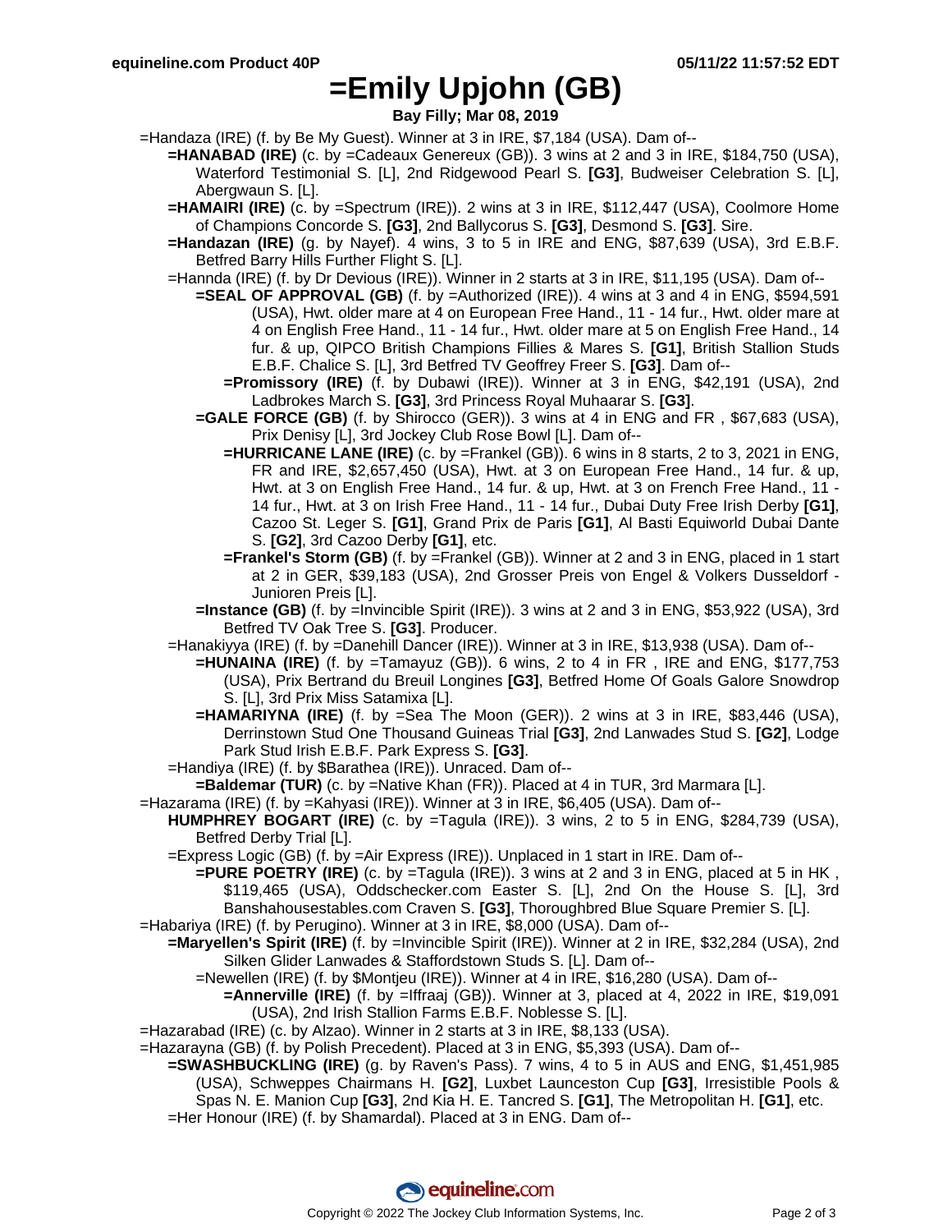# =Emily Upjohn (GB)

**Bay Filly; Mar 08, 2019**

=Handaza (IRE) (f. by Be My Guest). Winner at 3 in IRE, $7,184 (USA). Dam of--

- **=HANABAD (IRE)** (c. by =Cadeaux Genereux (GB)). 3 wins at 2 and 3 in IRE, $184,750 (USA), Waterford Testimonial S. [L], 2nd Ridgewood Pearl S. **[G3]**, Budweiser Celebration S. [L], Abergwaun S. [L].
- **=HAMAIRI (IRE)** (c. by =Spectrum (IRE)). 2 wins at 3 in IRE, $112,447 (USA), Coolmore Home of Champions Concorde S. **[G3]**, 2nd Ballycorus S. **[G3]**, Desmond S. **[G3]**. Sire.
- **=Handazan (IRE)** (g. by Nayef). 4 wins, 3 to 5 in IRE and ENG, $87,639 (USA), 3rd E.B.F. Betfred Barry Hills Further Flight S. [L].
- =Hannda (IRE) (f. by Dr Devious (IRE)). Winner in 2 starts at 3 in IRE, $11,195 (USA). Dam of--
  - **=SEAL OF APPROVAL (GB)** (f. by =Authorized (IRE)). 4 wins at 3 and 4 in ENG, $594,591 (USA), Hwt. older mare at 4 on European Free Hand., 11 - 14 fur., Hwt. older mare at 4 on English Free Hand., 11 - 14 fur., Hwt. older mare at 5 on English Free Hand., 14 fur. & up, QIPCO British Champions Fillies & Mares S. **[G1]**, British Stallion Studs E.B.F. Chalice S. [L], 3rd Betfred TV Geoffrey Freer S. **[G3]**. Dam of--
    - **=Promissory (IRE)** (f. by Dubawi (IRE)). Winner at 3 in ENG, $42,191 (USA), 2nd Ladbrokes March S. **[G3]**, 3rd Princess Royal Muhaarar S. **[G3]**.
  - **=GALE FORCE (GB)** (f. by Shirocco (GER)). 3 wins at 4 in ENG and FR , $67,683 (USA), Prix Denisy [L], 3rd Jockey Club Rose Bowl [L]. Dam of--
    - **=HURRICANE LANE (IRE)** (c. by =Frankel (GB)). 6 wins in 8 starts, 2 to 3, 2021 in ENG, FR and IRE, $2,657,450 (USA), Hwt. at 3 on European Free Hand., 14 fur. & up, Hwt. at 3 on English Free Hand., 14 fur. & up, Hwt. at 3 on French Free Hand., 11 - 14 fur., Hwt. at 3 on Irish Free Hand., 11 - 14 fur., Dubai Duty Free Irish Derby **[G1]**, Cazoo St. Leger S. **[G1]**, Grand Prix de Paris **[G1]**, Al Basti Equiworld Dubai Dante S. **[G2]**, 3rd Cazoo Derby **[G1]**, etc.
    - **=Frankel's Storm (GB)** (f. by =Frankel (GB)). Winner at 2 and 3 in ENG, placed in 1 start at 2 in GER, $39,183 (USA), 2nd Grosser Preis von Engel & Volkers Dusseldorf - Junioren Preis [L].
  - **=Instance (GB)** (f. by =Invincible Spirit (IRE)). 3 wins at 2 and 3 in ENG, $53,922 (USA), 3rd Betfred TV Oak Tree S. **[G3]**. Producer.
- =Hanakiyya (IRE) (f. by =Danehill Dancer (IRE)). Winner at 3 in IRE, $13,938 (USA). Dam of--
  - **=HUNAINA (IRE)** (f. by =Tamayuz (GB)). 6 wins, 2 to 4 in FR , IRE and ENG, $177,753 (USA), Prix Bertrand du Breuil Longines **[G3]**, Betfred Home Of Goals Galore Snowdrop S. [L], 3rd Prix Miss Satamixa [L].
  - **=HAMARIYNA (IRE)** (f. by =Sea The Moon (GER)). 2 wins at 3 in IRE, $83,446 (USA), Derrinstown Stud One Thousand Guineas Trial **[G3]**, 2nd Lanwades Stud S. **[G2]**, Lodge Park Stud Irish E.B.F. Park Express S. **[G3]**.
- =Handiya (IRE) (f. by $Barathea (IRE)). Unraced. Dam of--
  - **=Baldemar (TUR)** (c. by =Native Khan (FR)). Placed at 4 in TUR, 3rd Marmara [L].

=Hazarama (IRE) (f. by =Kahyasi (IRE)). Winner at 3 in IRE, $6,405 (USA). Dam of--

- **HUMPHREY BOGART (IRE)** (c. by =Tagula (IRE)). 3 wins, 2 to 5 in ENG, $284,739 (USA), Betfred Derby Trial [L].
- =Express Logic (GB) (f. by =Air Express (IRE)). Unplaced in 1 start in IRE. Dam of--
  - **=PURE POETRY (IRE)** (c. by =Tagula (IRE)). 3 wins at 2 and 3 in ENG, placed at 5 in HK , $119,465 (USA), Oddschecker.com Easter S. [L], 2nd On the House S. [L], 3rd Banshahousestables.com Craven S. **[G3]**, Thoroughbred Blue Square Premier S. [L].

=Habariya (IRE) (f. by Perugino). Winner at 3 in IRE, $8,000 (USA). Dam of--

- **=Maryellen's Spirit (IRE)** (f. by =Invincible Spirit (IRE)). Winner at 2 in IRE, $32,284 (USA), 2nd Silken Glider Lanwades & Staffordstown Studs S. [L]. Dam of--
  - =Newellen (IRE) (f. by $Montjeu (IRE)). Winner at 4 in IRE, $16,280 (USA). Dam of--
    - **=Annerville (IRE)** (f. by =Iffraaj (GB)). Winner at 3, placed at 4, 2022 in IRE, $19,091 (USA), 2nd Irish Stallion Farms E.B.F. Noblesse S. [L].

=Hazarabad (IRE) (c. by Alzao). Winner in 2 starts at 3 in IRE, $8,133 (USA).

=Hazarayna (GB) (f. by Polish Precedent). Placed at 3 in ENG, $5,393 (USA). Dam of--

- **=SWASHBUCKLING (IRE)** (g. by Raven's Pass). 7 wins, 4 to 5 in AUS and ENG, $1,451,985 (USA), Schweppes Chairmans H. **[G2]**, Luxbet Launceston Cup **[G3]**, Irresistible Pools & Spas N. E. Manion Cup **[G3]**, 2nd Kia H. E. Tancred S. **[G1]**, The Metropolitan H. **[G1]**, etc.
- =Her Honour (IRE) (f. by Shamardal). Placed at 3 in ENG. Dam of--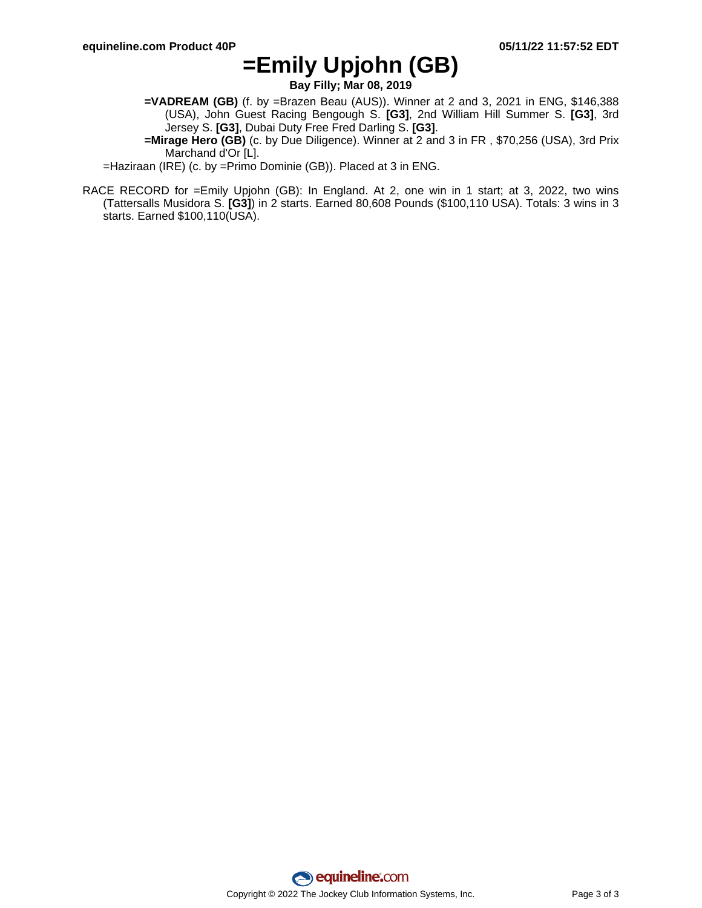# =Emily Upjohn (GB)

**Bay Filly; Mar 08, 2019**

**=VADREAM (GB)** (f. by =Brazen Beau (AUS)). Winner at 2 and 3, 2021 in ENG, $146,388 (USA), John Guest Racing Bengough S. **[G3]**, 2nd William Hill Summer S. **[G3]**, 3rd Jersey S. **[G3]**, Dubai Duty Free Fred Darling S. **[G3]**.

**=Mirage Hero (GB)** (c. by Due Diligence). Winner at 2 and 3 in FR , $70,256 (USA), 3rd Prix Marchand d'Or [L].

=Haziraan (IRE) (c. by =Primo Dominie (GB)). Placed at 3 in ENG.

RACE RECORD for =Emily Upjohn (GB): In England. At 2, one win in 1 start; at 3, 2022, two wins (Tattersalls Musidora S. **[G3]**) in 2 starts. Earned 80,608 Pounds ($100,110 USA). Totals: 3 wins in 3 starts. Earned $100,110(USA).